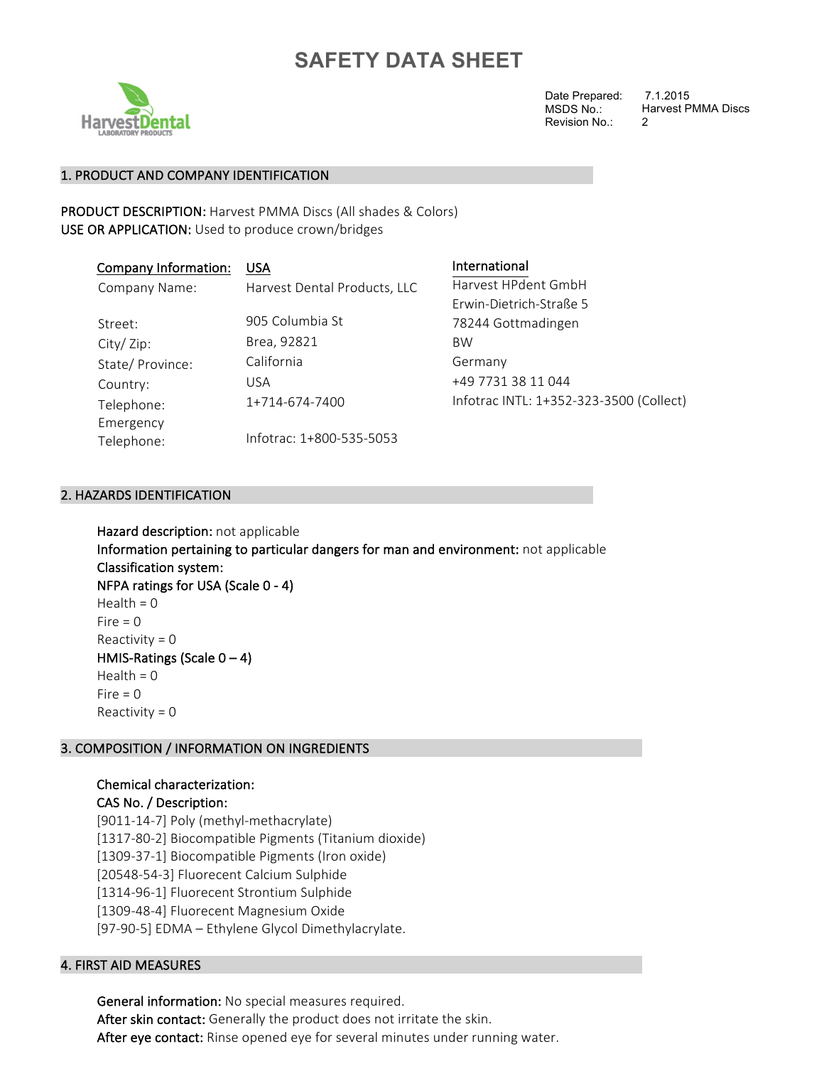# SAFETY DATA SHEET

HarvestDental
LABORATORY PRODUCTS

Date Prepared: 7.1.2015
MSDS No.: Harvest PMMA Discs
Revision No.: 2

## 1. PRODUCT AND COMPANY IDENTIFICATION

**PRODUCT DESCRIPTION:** Harvest PMMA Discs (All shades & Colors)
**USE OR APPLICATION:** Used to produce crown/bridges

| Company Information: | USA | International |
|---|---|---|
| Company Name: | Harvest Dental Products, LLC | Harvest HPdent GmbH |
| | | Erwin-Dietrich-Straße 5 |
| Street: | 905 Columbia St | 78244 Gottmadingen |
| City/ Zip: | Brea, 92821 | BW |
| State/ Province: | California | Germany |
| Country: | USA | +49 7731 38 11 044 |
| Telephone: | 1+714-674-7400 | Infotrac INTL: 1+352-323-3500 (Collect) |
| Emergency Telephone: | Infotrac: 1+800-535-5053 | |

## 2. HAZARDS IDENTIFICATION

**Hazard description:** not applicable
**Information pertaining to particular dangers for man and environment:** not applicable
**Classification system:**
**NFPA ratings for USA (Scale 0 - 4)**
Health = 0
Fire = 0
Reactivity = 0
**HMIS-Ratings (Scale 0 – 4)**
Health = 0
Fire = 0
Reactivity = 0

## 3. COMPOSITION / INFORMATION ON INGREDIENTS

**Chemical characterization:**
**CAS No. / Description:**
[9011-14-7] Poly (methyl-methacrylate)
[1317-80-2] Biocompatible Pigments (Titanium dioxide)
[1309-37-1] Biocompatible Pigments (Iron oxide)
[20548-54-3] Fluorecent Calcium Sulphide
[1314-96-1] Fluorecent Strontium Sulphide
[1309-48-4] Fluorecent Magnesium Oxide
[97-90-5] EDMA – Ethylene Glycol Dimethylacrylate.

## 4. FIRST AID MEASURES

**General information:** No special measures required.
**After skin contact:** Generally the product does not irritate the skin.
**After eye contact:** Rinse opened eye for several minutes under running water.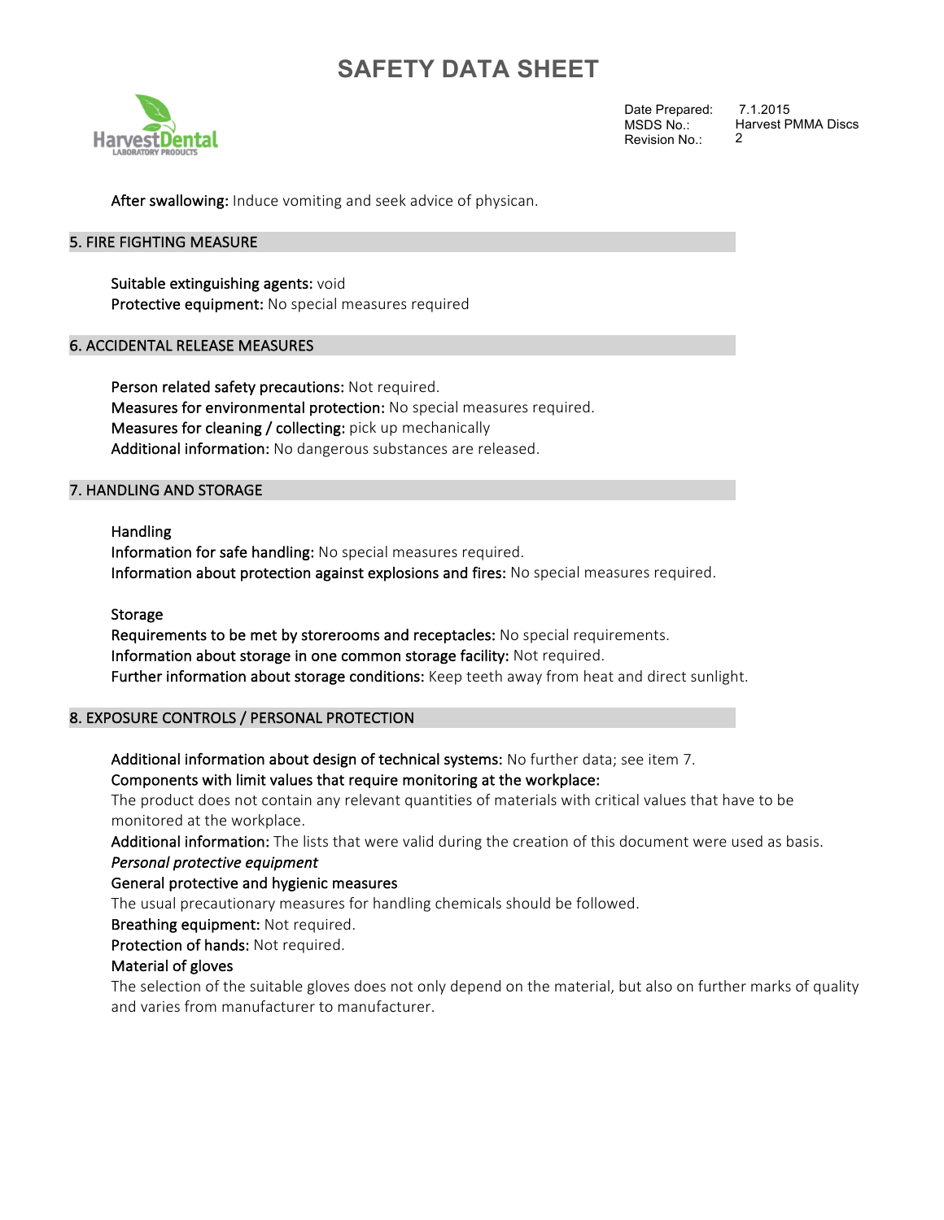**After swallowing:** Induce vomiting and seek advice of physican.

## 5. FIRE FIGHTING MEASURE

**Suitable extinguishing agents:** void
**Protective equipment:** No special measures required

## 6. ACCIDENTAL RELEASE MEASURES

**Person related safety precautions:** Not required.
**Measures for environmental protection:** No special measures required.
**Measures for cleaning / collecting:** pick up mechanically
**Additional information:** No dangerous substances are released.

## 7. HANDLING AND STORAGE

**Handling**
**Information for safe handling:** No special measures required.
**Information about protection against explosions and fires:** No special measures required.

**Storage**
**Requirements to be met by storerooms and receptacles:** No special requirements.
**Information about storage in one common storage facility:** Not required.
**Further information about storage conditions:** Keep teeth away from heat and direct sunlight.

## 8. EXPOSURE CONTROLS / PERSONAL PROTECTION

**Additional information about design of technical systems:** No further data; see item 7.
**Components with limit values that require monitoring at the workplace:**
The product does not contain any relevant quantities of materials with critical values that have to be monitored at the workplace.
**Additional information:** The lists that were valid during the creation of this document were used as basis.
*Personal protective equipment*
**General protective and hygienic measures**
The usual precautionary measures for handling chemicals should be followed.
**Breathing equipment:** Not required.
**Protection of hands:** Not required.
**Material of gloves**
The selection of the suitable gloves does not only depend on the material, but also on further marks of quality and varies from manufacturer to manufacturer.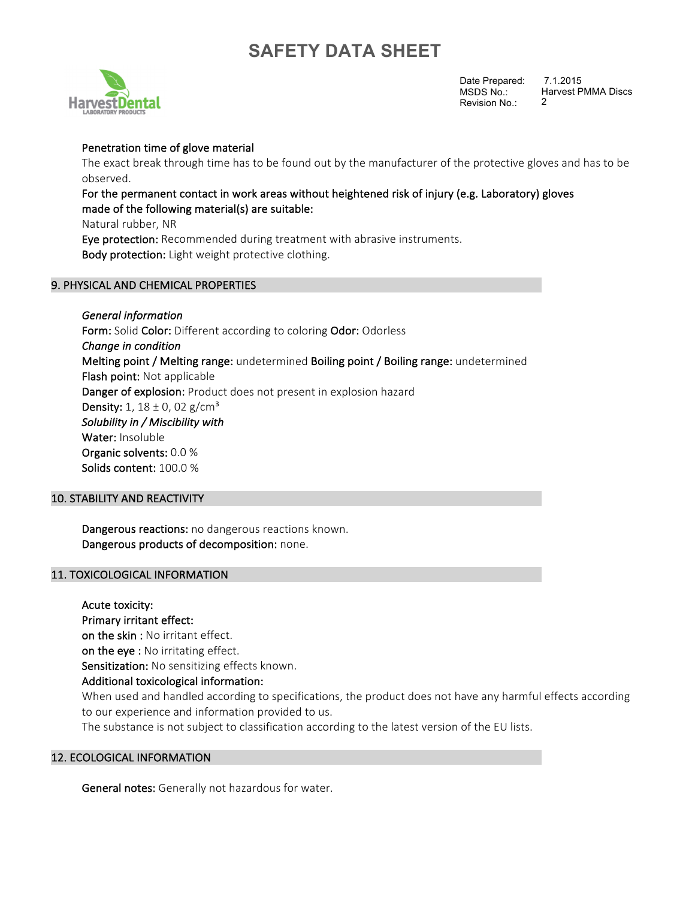**Penetration time of glove material**

The exact break through time has to be found out by the manufacturer of the protective gloves and has to be observed.

**For the permanent contact in work areas without heightened risk of injury (e.g. Laboratory) gloves made of the following material(s) are suitable:**

Natural rubber, NR

**Eye protection:** Recommended during treatment with abrasive instruments.

**Body protection:** Light weight protective clothing.

## 9. PHYSICAL AND CHEMICAL PROPERTIES

*General information*

**Form:** Solid **Color:** Different according to coloring **Odor:** Odorless

*Change in condition*

**Melting point / Melting range:** undetermined **Boiling point / Boiling range:** undetermined

**Flash point:** Not applicable

**Danger of explosion:** Product does not present in explosion hazard

**Density:** 1, 18 ± 0, 02 g/cm³

*Solubility in / Miscibility with*

**Water:** Insoluble

**Organic solvents:** 0.0 %

**Solids content:** 100.0 %

## 10. STABILITY AND REACTIVITY

**Dangerous reactions:** no dangerous reactions known.

**Dangerous products of decomposition:** none.

## 11. TOXICOLOGICAL INFORMATION

**Acute toxicity:**

**Primary irritant effect:**

**on the skin :** No irritant effect.

**on the eye :** No irritating effect.

**Sensitization:** No sensitizing effects known.

**Additional toxicological information:**

When used and handled according to specifications, the product does not have any harmful effects according to our experience and information provided to us.

The substance is not subject to classification according to the latest version of the EU lists.

## 12. ECOLOGICAL INFORMATION

**General notes:** Generally not hazardous for water.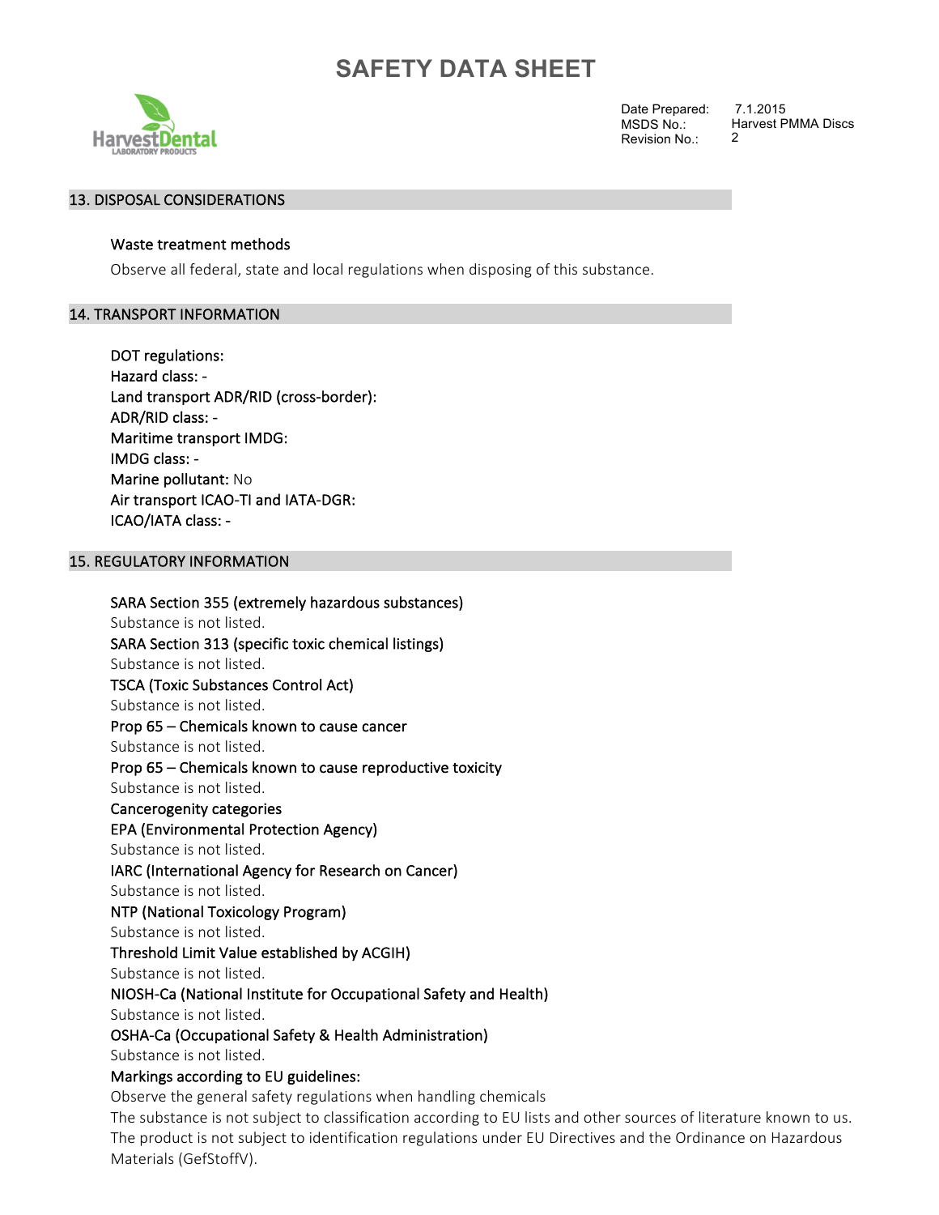# SAFETY DATA SHEET

Date Prepared: 7.1.2015
MSDS No.: Harvest PMMA Discs
Revision No.: 2

## 13. DISPOSAL CONSIDERATIONS

### Waste treatment methods

Observe all federal, state and local regulations when disposing of this substance.

## 14. TRANSPORT INFORMATION

**DOT regulations:**
**Hazard class:** -
**Land transport ADR/RID (cross-border):**
**ADR/RID class:** -
**Maritime transport IMDG:**
**IMDG class:** -
**Marine pollutant:** No
**Air transport ICAO-TI and IATA-DGR:**
**ICAO/IATA class:** -

## 15. REGULATORY INFORMATION

**SARA Section 355 (extremely hazardous substances)**
Substance is not listed.
**SARA Section 313 (specific toxic chemical listings)**
Substance is not listed.
**TSCA (Toxic Substances Control Act)**
Substance is not listed.
**Prop 65 – Chemicals known to cause cancer**
Substance is not listed.
**Prop 65 – Chemicals known to cause reproductive toxicity**
Substance is not listed.
**Cancerogenity categories**
**EPA (Environmental Protection Agency)**
Substance is not listed.
**IARC (International Agency for Research on Cancer)**
Substance is not listed.
**NTP (National Toxicology Program)**
Substance is not listed.
**Threshold Limit Value established by ACGIH)**
Substance is not listed.
**NIOSH-Ca (National Institute for Occupational Safety and Health)**
Substance is not listed.
**OSHA-Ca (Occupational Safety & Health Administration)**
Substance is not listed.
**Markings according to EU guidelines:**
Observe the general safety regulations when handling chemicals
The substance is not subject to classification according to EU lists and other sources of literature known to us.
The product is not subject to identification regulations under EU Directives and the Ordinance on Hazardous Materials (GefStoffV).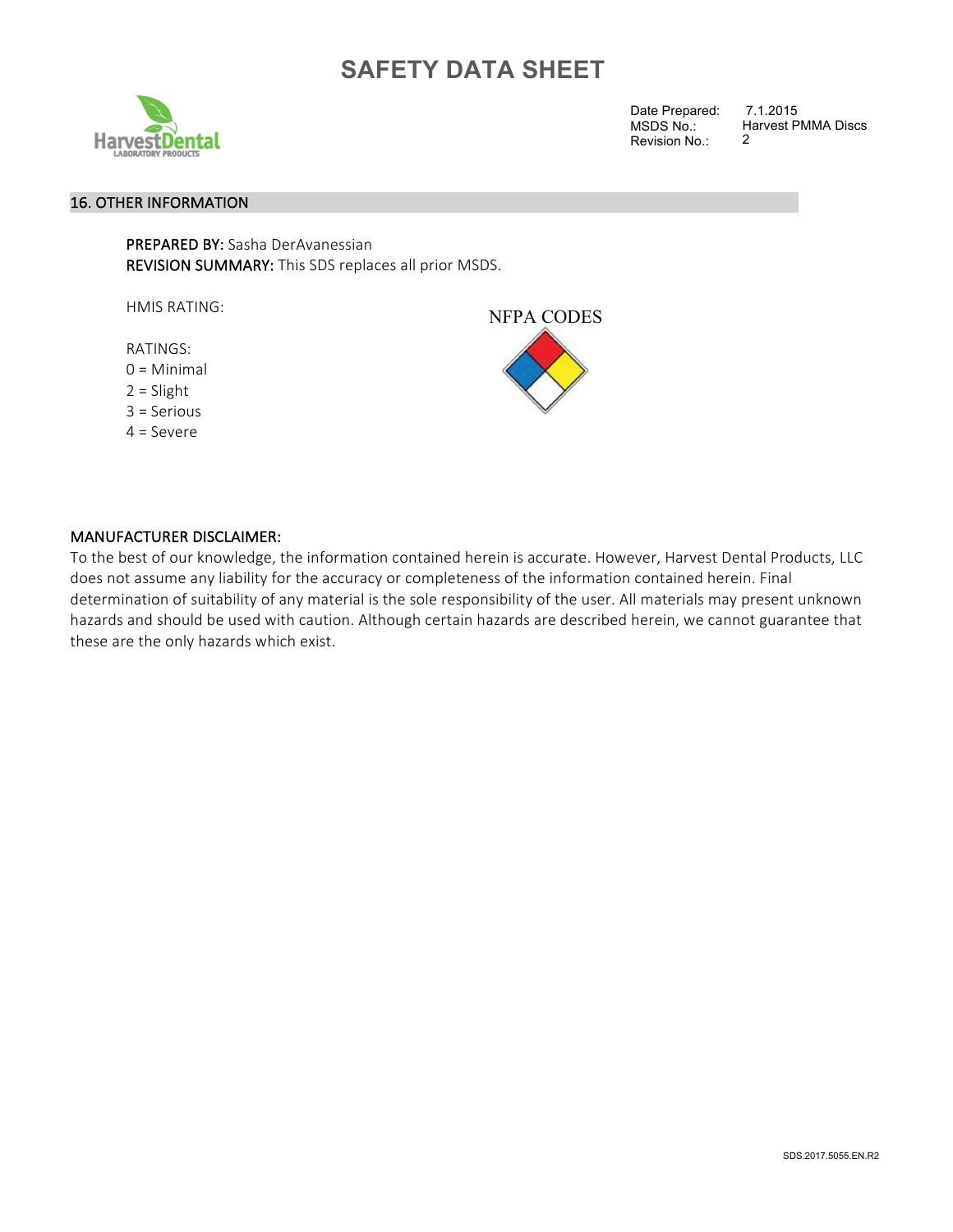# SAFETY DATA SHEET

Date Prepared: 7.1.2015
MSDS No.: Harvest PMMA Discs
Revision No.: 2

## 16. OTHER INFORMATION

**PREPARED BY:** Sasha DerAvanessian
**REVISION SUMMARY:** This SDS replaces all prior MSDS.

HMIS RATING:

NFPA CODES

RATINGS:
0 = Minimal
2 = Slight
3 = Serious
4 = Severe

**MANUFACTURER DISCLAIMER:**
To the best of our knowledge, the information contained herein is accurate. However, Harvest Dental Products, LLC does not assume any liability for the accuracy or completeness of the information contained herein. Final determination of suitability of any material is the sole responsibility of the user. All materials may present unknown hazards and should be used with caution. Although certain hazards are described herein, we cannot guarantee that these are the only hazards which exist.

SDS.2017.5055.EN.R2